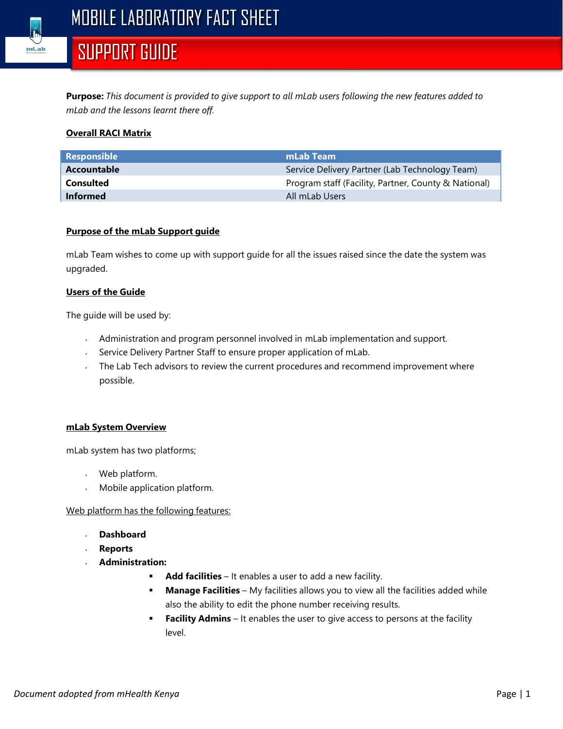# MOBILE LABORATORY FACT SHEET

## SUPPORT GUIDE

**Purpose:** *This document is provided to give support to all mLab users following the new features added to mLab and the lessons learnt there off.*

**Overall RACI Matrix**

| Responsible | mLab Team |
|---|---|
| **Accountable** | Service Delivery Partner (Lab Technology Team) |
| **Consulted** | Program staff (Facility, Partner, County & National) |
| **Informed** | All mLab Users |

**Purpose of the mLab Support guide**

mLab Team wishes to come up with support guide for all the issues raised since the date the system was upgraded.

**Users of the Guide**

The guide will be used by:

- Administration and program personnel involved in mLab implementation and support.
- Service Delivery Partner Staff to ensure proper application of mLab.
- The Lab Tech advisors to review the current procedures and recommend improvement where possible.

**mLab System Overview**

mLab system has two platforms;

- Web platform.
- Mobile application platform.

Web platform has the following features:

- **Dashboard**
- **Reports**
- **Administration:**
  - **Add facilities** – It enables a user to add a new facility.
  - **Manage Facilities** – My facilities allows you to view all the facilities added while also the ability to edit the phone number receiving results.
  - **Facility Admins** – It enables the user to give access to persons at the facility level.

*Document adopted from mHealth Kenya*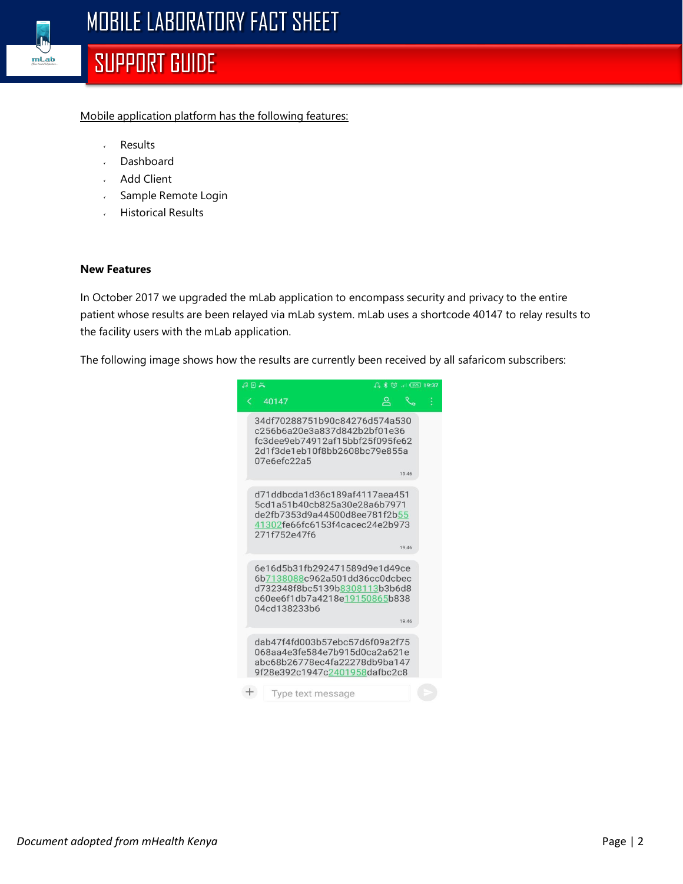Mobile application platform has the following features:

- Results
- Dashboard
- Add Client
- Sample Remote Login
- Historical Results

**New Features**

In October 2017 we upgraded the mLab application to encompass security and privacy to the entire patient whose results are been relayed via mLab system. mLab uses a shortcode 40147 to relay results to the facility users with the mLab application.

The following image shows how the results are currently been received by all safaricom subscribers: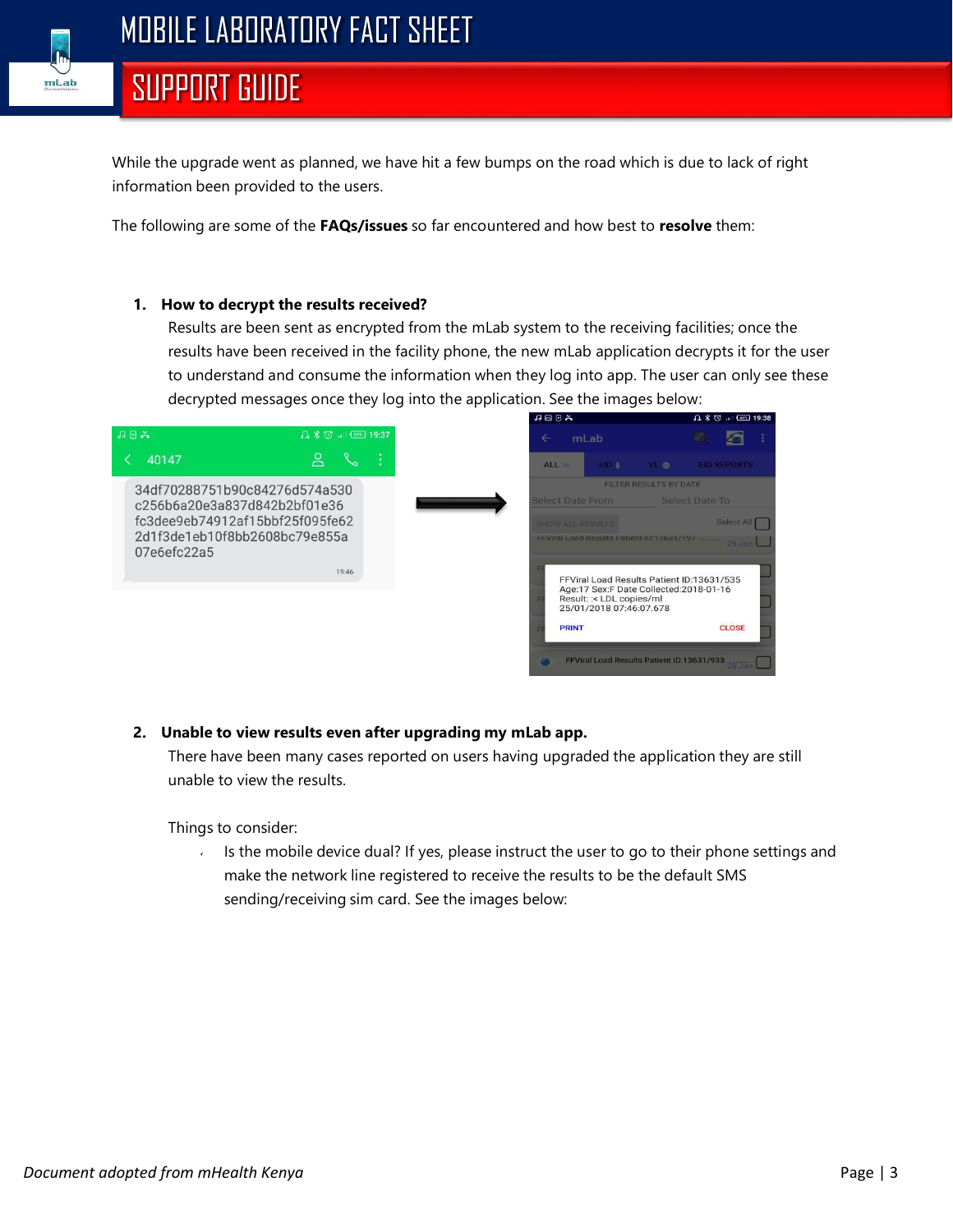# MOBILE LABORATORY FACT SHEET

## SUPPORT GUIDE

While the upgrade went as planned, we have hit a few bumps on the road which is due to lack of right information been provided to the users.

The following are some of the **FAQs/issues** so far encountered and how best to **resolve** them:

1. **How to decrypt the results received?**
   Results are been sent as encrypted from the mLab system to the receiving facilities; once the results have been received in the facility phone, the new mLab application decrypts it for the user to understand and consume the information when they log into app. The user can only see these decrypted messages once they log into the application. See the images below:

2. **Unable to view results even after upgrading my mLab app.**
   There have been many cases reported on users having upgraded the application they are still unable to view the results.

   Things to consider:

   - Is the mobile device dual? If yes, please instruct the user to go to their phone settings and make the network line registered to receive the results to be the default SMS sending/receiving sim card. See the images below:

*Document adopted from mHealth Kenya*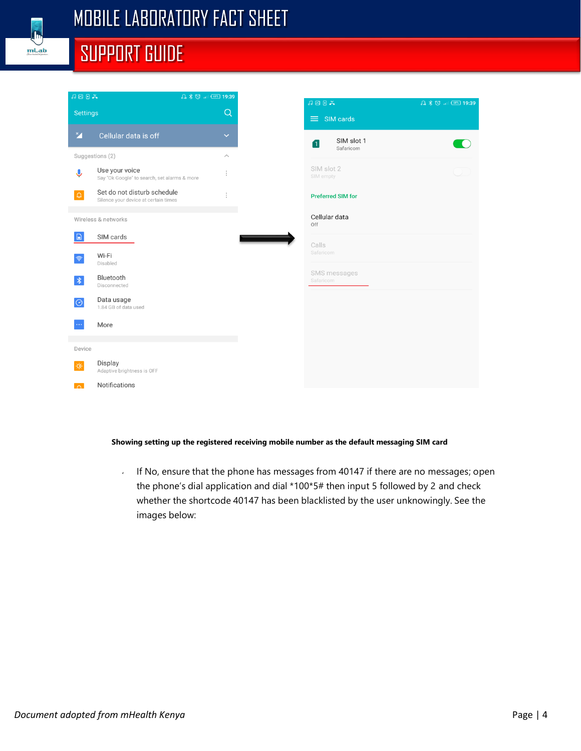**Showing setting up the registered receiving mobile number as the default messaging SIM card**

- If No, ensure that the phone has messages from 40147 if there are no messages; open the phone's dial application and dial *100*5# then input 5 followed by 2 and check whether the shortcode 40147 has been blacklisted by the user unknowingly. See the images below: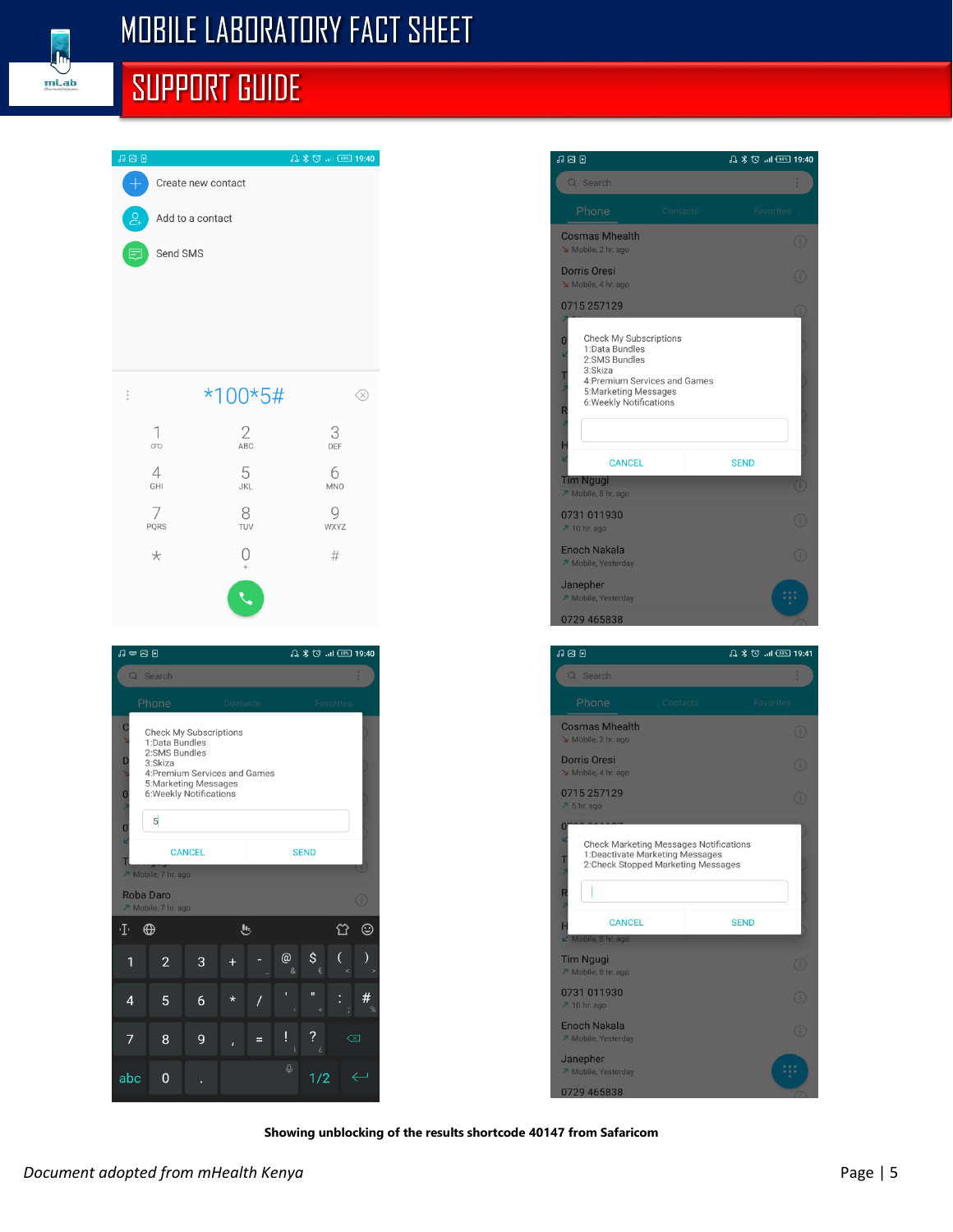Showing unblocking of the results shortcode 40147 from Safaricom

*Document adopted from mHealth Kenya*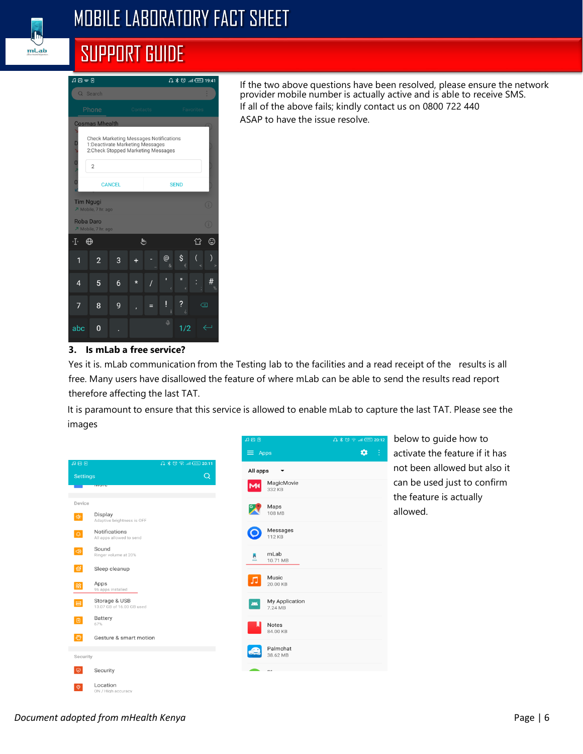If the two above questions have been resolved, please ensure the network provider mobile number is actually active and is able to receive SMS.

If all of the above fails; kindly contact us on 0800 722 440

ASAP to have the issue resolve.

### 3. Is mLab a free service?

Yes it is. mLab communication from the Testing lab to the facilities and a read receipt of the results is all free. Many users have disallowed the feature of where mLab can be able to send the results read report therefore affecting the last TAT.

It is paramount to ensure that this service is allowed to enable mLab to capture the last TAT. Please see the images below to guide how to activate the feature if it has not been allowed but also it can be used just to confirm the feature is actually allowed.

*Document adopted from mHealth Kenya*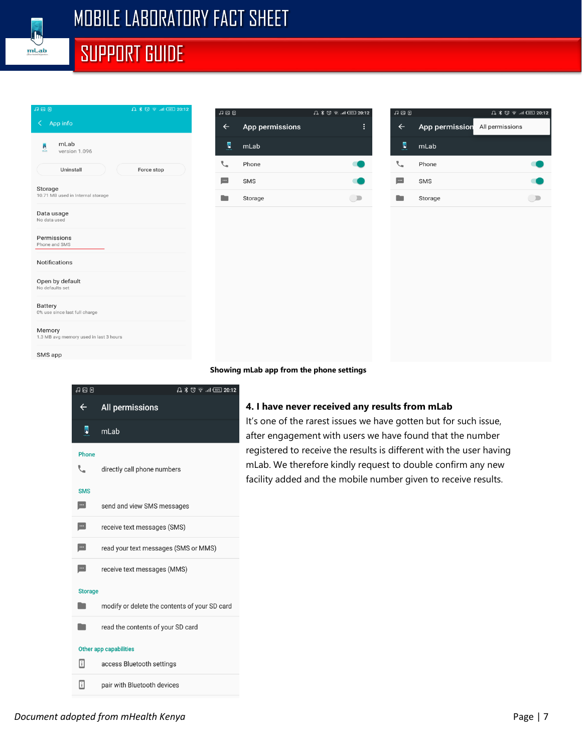Showing mLab app from the phone settings

### 4. I have never received any results from mLab

It's one of the rarest issues we have gotten but for such issue, after engagement with users we have found that the number registered to receive the results is different with the user having mLab. We therefore kindly request to double confirm any new facility added and the mobile number given to receive results.

*Document adopted from mHealth Kenya*